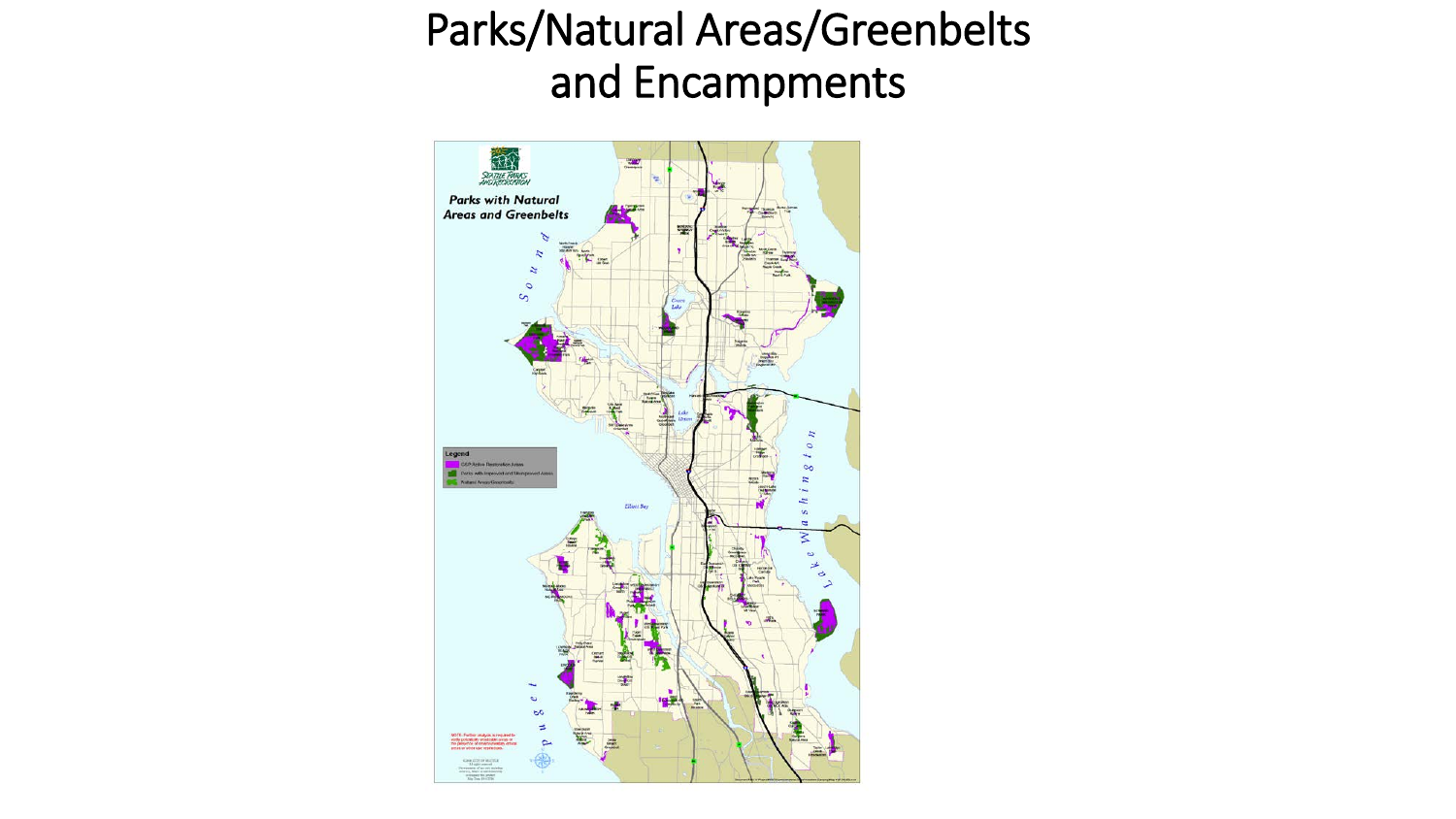# Parks/Natural Areas/Greenbelts and Encampments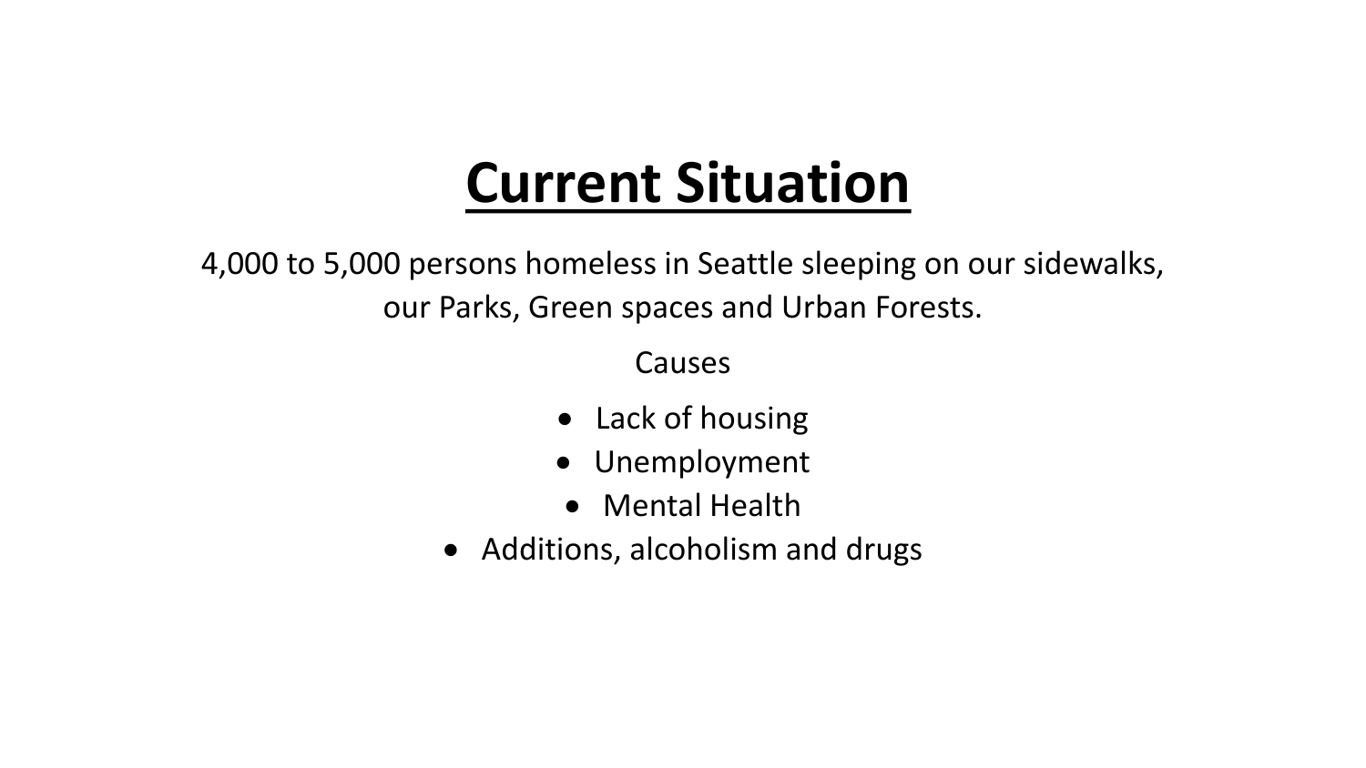# Current Situation

4,000 to 5,000 persons homeless in Seattle sleeping on our sidewalks, our Parks, Green spaces and Urban Forests.

Causes

- Lack of housing
- Unemployment
- Mental Health
- Additions, alcoholism and drugs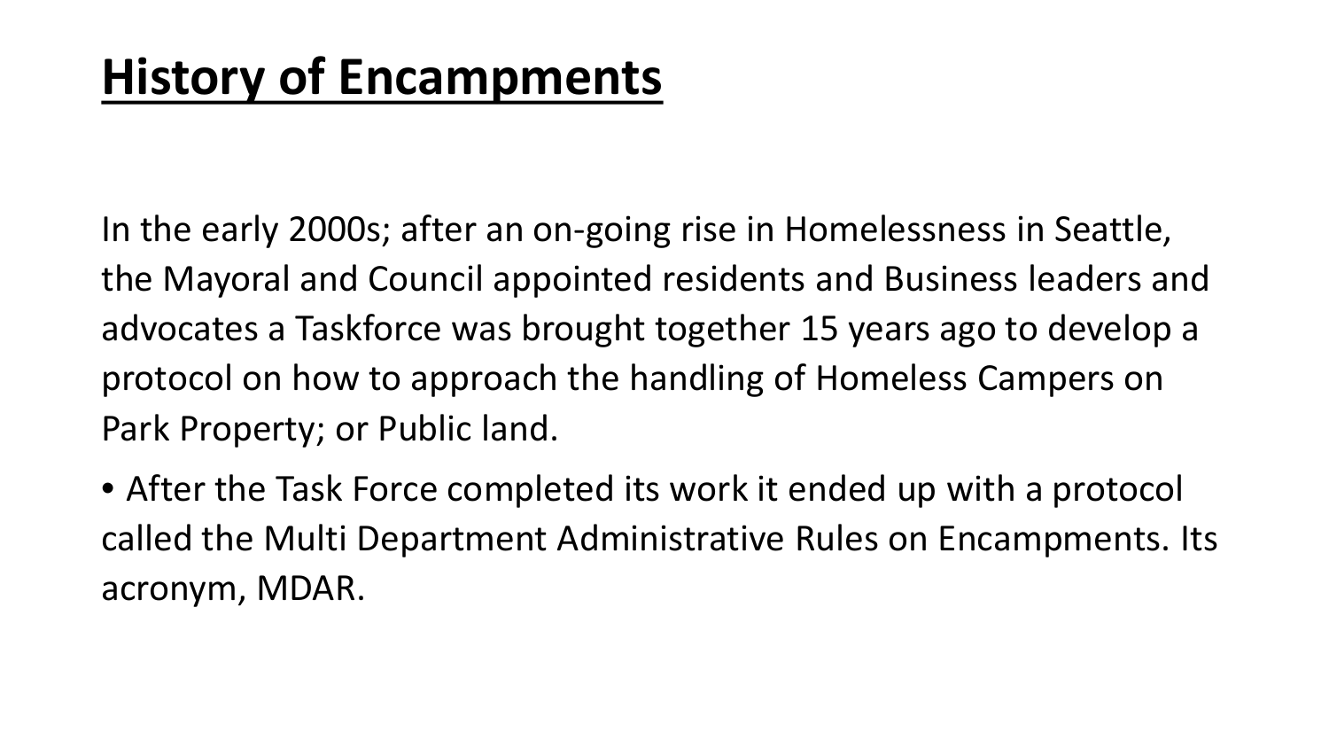# History of Encampments

In the early 2000s; after an on-going rise in Homelessness in Seattle, the Mayoral and Council appointed residents and Business leaders and advocates a Taskforce was brought together 15 years ago to develop a protocol on how to approach the handling of Homeless Campers on Park Property; or Public land.

- After the Task Force completed its work it ended up with a protocol called the Multi Department Administrative Rules on Encampments. Its acronym, MDAR.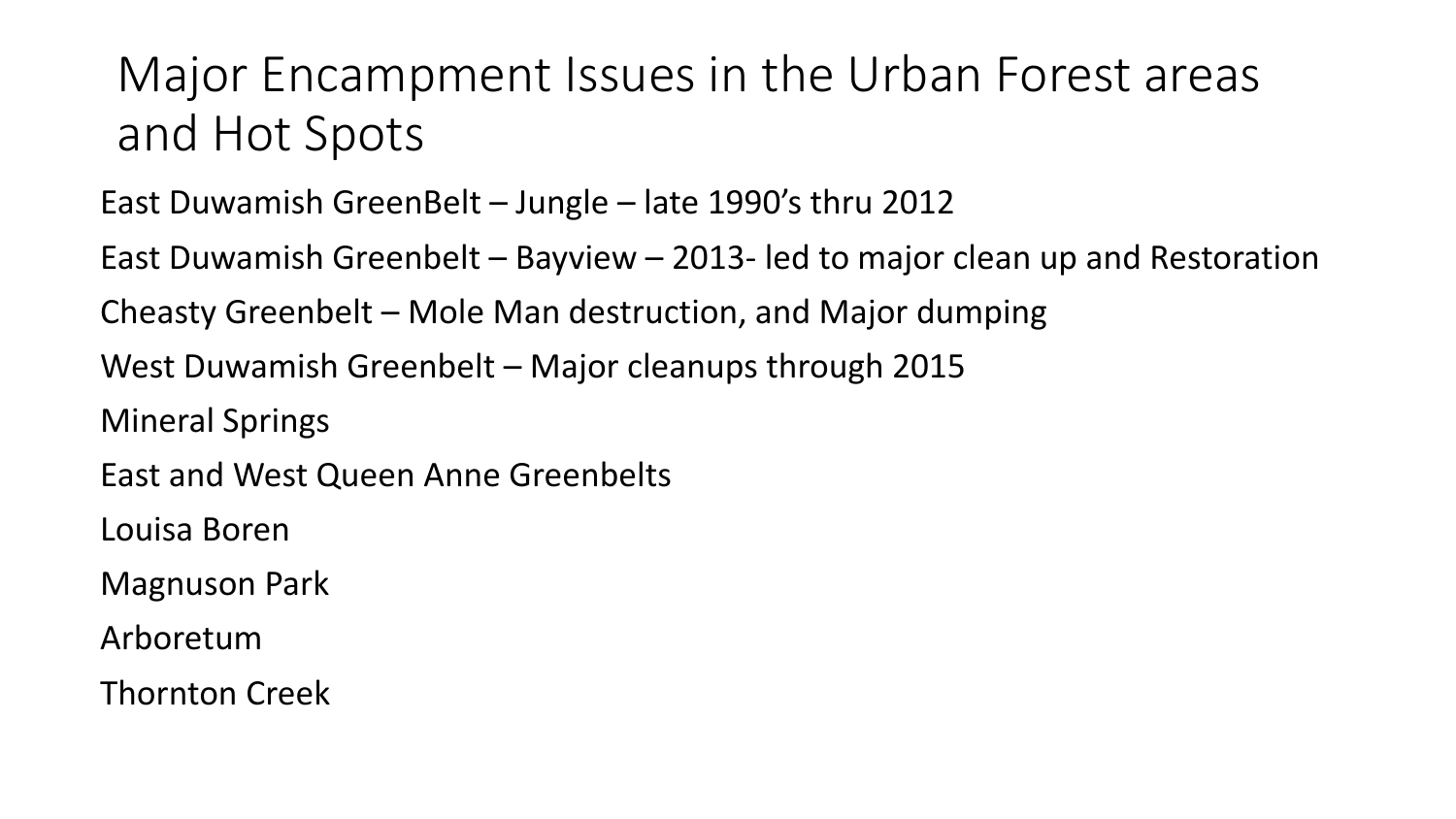# Major Encampment Issues in the Urban Forest areas and Hot Spots

East Duwamish GreenBelt – Jungle – late 1990's thru 2012

East Duwamish Greenbelt – Bayview – 2013- led to major clean up and Restoration

Cheasty Greenbelt – Mole Man destruction, and Major dumping

West Duwamish Greenbelt – Major cleanups through 2015

Mineral Springs

East and West Queen Anne Greenbelts

Louisa Boren

Magnuson Park

Arboretum

Thornton Creek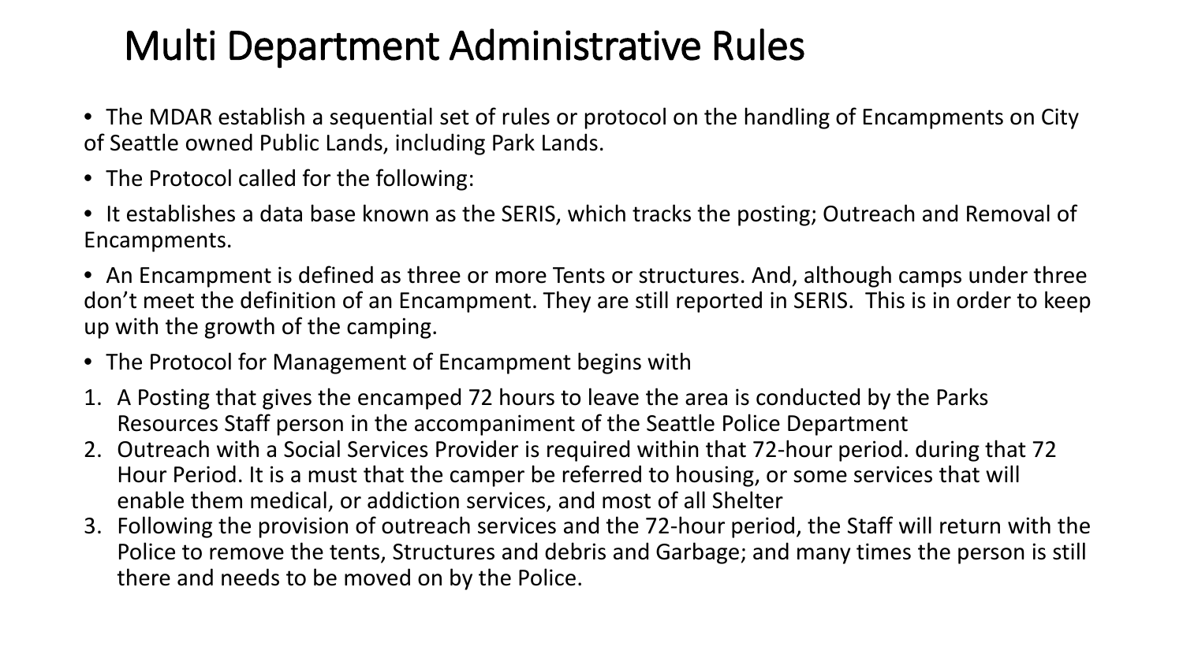# Multi Department Administrative Rules

- The MDAR establish a sequential set of rules or protocol on the handling of Encampments on City of Seattle owned Public Lands, including Park Lands.
- The Protocol called for the following:
- It establishes a data base known as the SERIS, which tracks the posting; Outreach and Removal of Encampments.
- An Encampment is defined as three or more Tents or structures. And, although camps under three don't meet the definition of an Encampment. They are still reported in SERIS. This is in order to keep up with the growth of the camping.
- The Protocol for Management of Encampment begins with

1. A Posting that gives the encamped 72 hours to leave the area is conducted by the Parks Resources Staff person in the accompaniment of the Seattle Police Department
2. Outreach with a Social Services Provider is required within that 72-hour period. during that 72 Hour Period. It is a must that the camper be referred to housing, or some services that will enable them medical, or addiction services, and most of all Shelter
3. Following the provision of outreach services and the 72-hour period, the Staff will return with the Police to remove the tents, Structures and debris and Garbage; and many times the person is still there and needs to be moved on by the Police.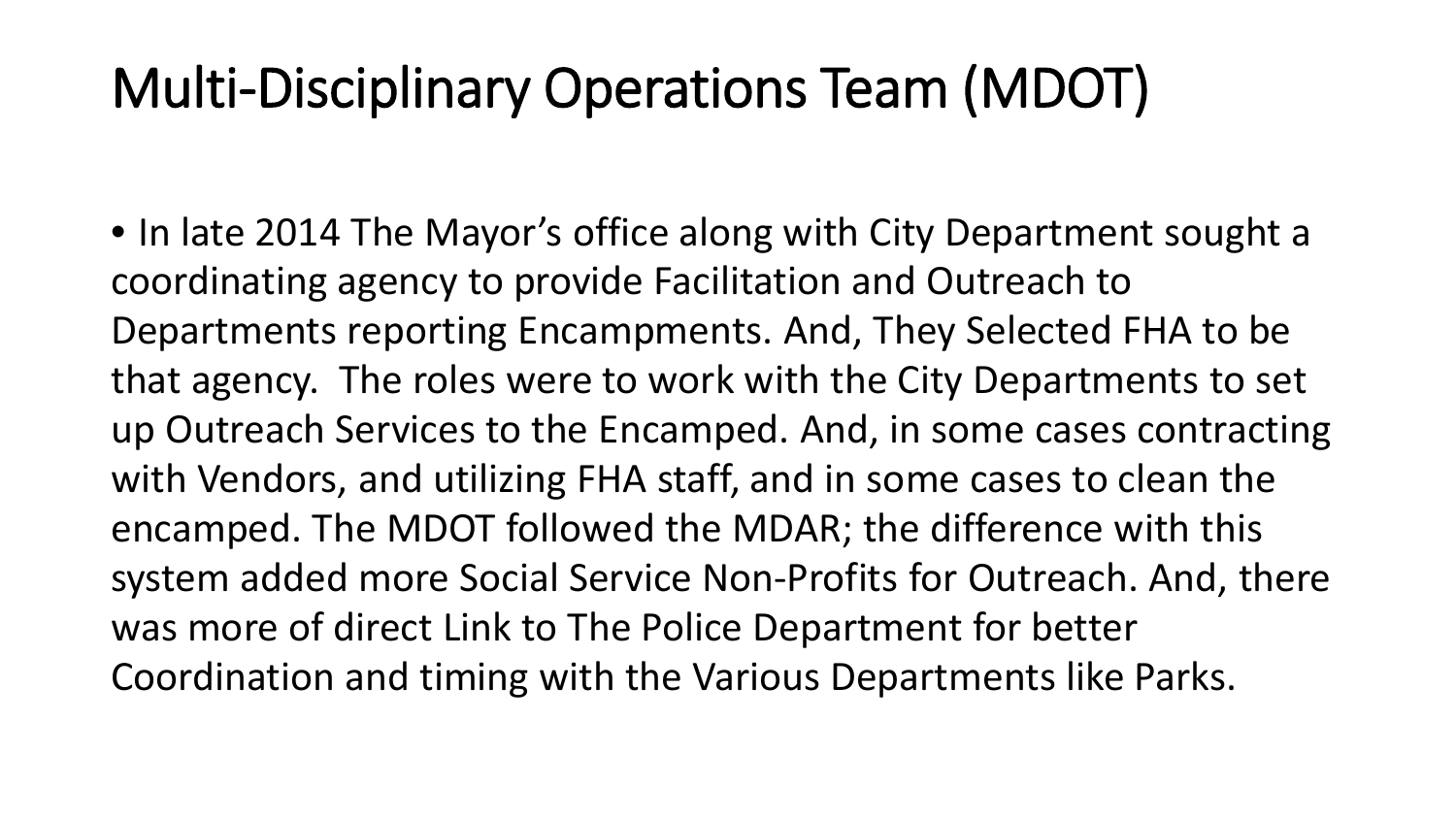# Multi-Disciplinary Operations Team (MDOT)

- In late 2014 The Mayor's office along with City Department sought a coordinating agency to provide Facilitation and Outreach to Departments reporting Encampments. And, They Selected FHA to be that agency. The roles were to work with the City Departments to set up Outreach Services to the Encamped. And, in some cases contracting with Vendors, and utilizing FHA staff, and in some cases to clean the encamped. The MDOT followed the MDAR; the difference with this system added more Social Service Non-Profits for Outreach. And, there was more of direct Link to The Police Department for better Coordination and timing with the Various Departments like Parks.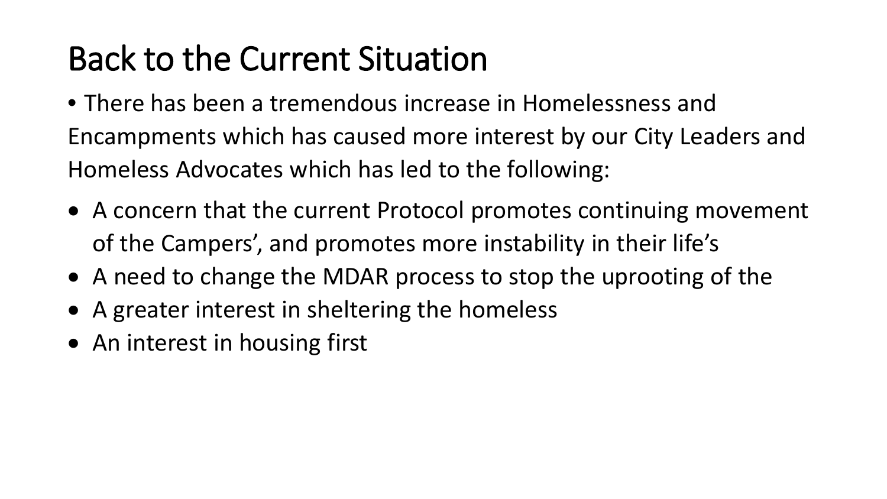# Back to the Current Situation

• There has been a tremendous increase in Homelessness and Encampments which has caused more interest by our City Leaders and Homeless Advocates which has led to the following:

- A concern that the current Protocol promotes continuing movement of the Campers', and promotes more instability in their life's
- A need to change the MDAR process to stop the uprooting of the
- A greater interest in sheltering the homeless
- An interest in housing first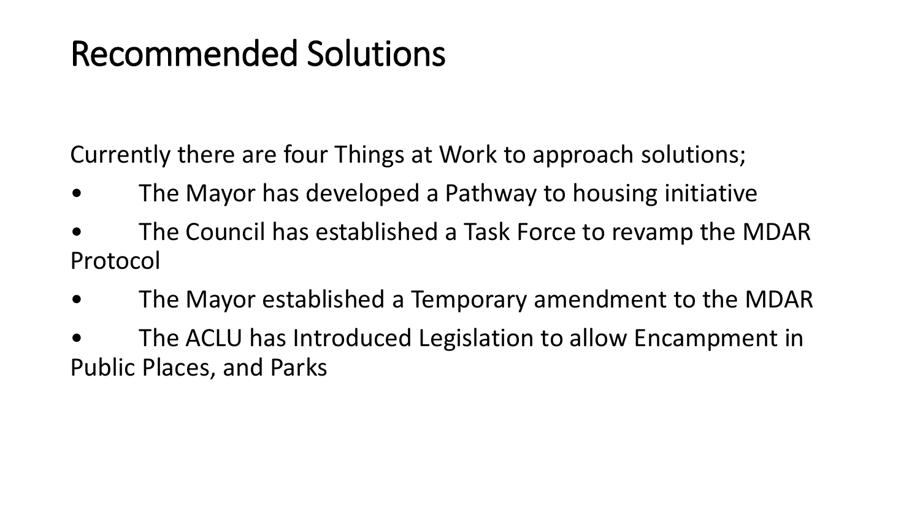# Recommended Solutions

Currently there are four Things at Work to approach solutions;

- The Mayor has developed a Pathway to housing initiative
- The Council has established a Task Force to revamp the MDAR Protocol
- The Mayor established a Temporary amendment to the MDAR
- The ACLU has Introduced Legislation to allow Encampment in Public Places, and Parks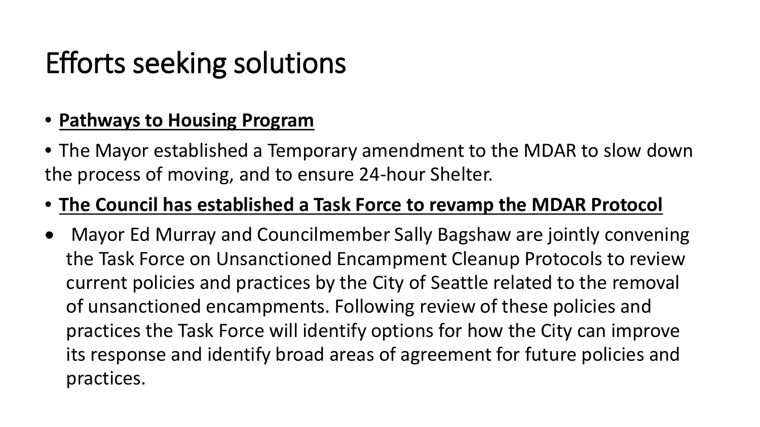# Efforts seeking solutions

- **Pathways to Housing Program**
- The Mayor established a Temporary amendment to the MDAR to slow down the process of moving, and to ensure 24-hour Shelter.
- **The Council has established a Task Force to revamp the MDAR Protocol**
- Mayor Ed Murray and Councilmember Sally Bagshaw are jointly convening the Task Force on Unsanctioned Encampment Cleanup Protocols to review current policies and practices by the City of Seattle related to the removal of unsanctioned encampments. Following review of these policies and practices the Task Force will identify options for how the City can improve its response and identify broad areas of agreement for future policies and practices.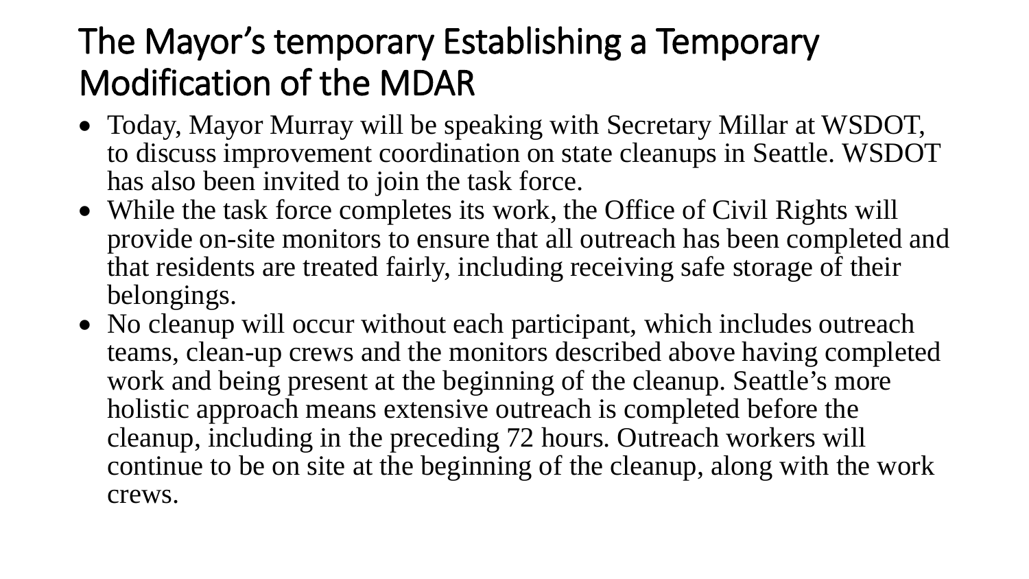# The Mayor's temporary Establishing a Temporary Modification of the MDAR

- Today, Mayor Murray will be speaking with Secretary Millar at WSDOT, to discuss improvement coordination on state cleanups in Seattle. WSDOT has also been invited to join the task force.
- While the task force completes its work, the Office of Civil Rights will provide on-site monitors to ensure that all outreach has been completed and that residents are treated fairly, including receiving safe storage of their belongings.
- No cleanup will occur without each participant, which includes outreach teams, clean-up crews and the monitors described above having completed work and being present at the beginning of the cleanup. Seattle's more holistic approach means extensive outreach is completed before the cleanup, including in the preceding 72 hours. Outreach workers will continue to be on site at the beginning of the cleanup, along with the work crews.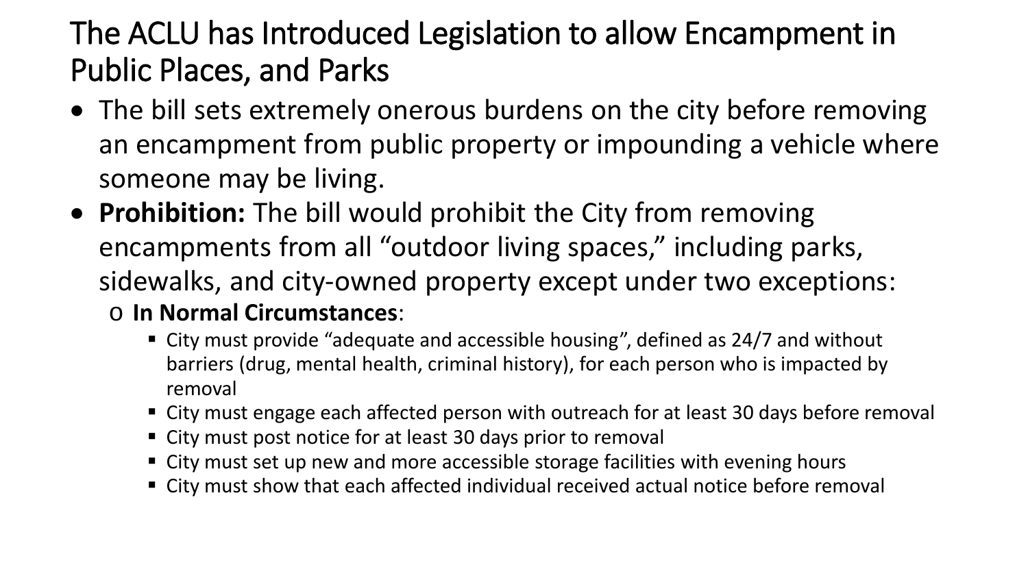# The ACLU has Introduced Legislation to allow Encampment in Public Places, and Parks

- The bill sets extremely onerous burdens on the city before removing an encampment from public property or impounding a vehicle where someone may be living.
- **Prohibition:** The bill would prohibit the City from removing encampments from all "outdoor living spaces," including parks, sidewalks, and city-owned property except under two exceptions:
  - **In Normal Circumstances**:
    - City must provide "adequate and accessible housing", defined as 24/7 and without barriers (drug, mental health, criminal history), for each person who is impacted by removal
    - City must engage each affected person with outreach for at least 30 days before removal
    - City must post notice for at least 30 days prior to removal
    - City must set up new and more accessible storage facilities with evening hours
    - City must show that each affected individual received actual notice before removal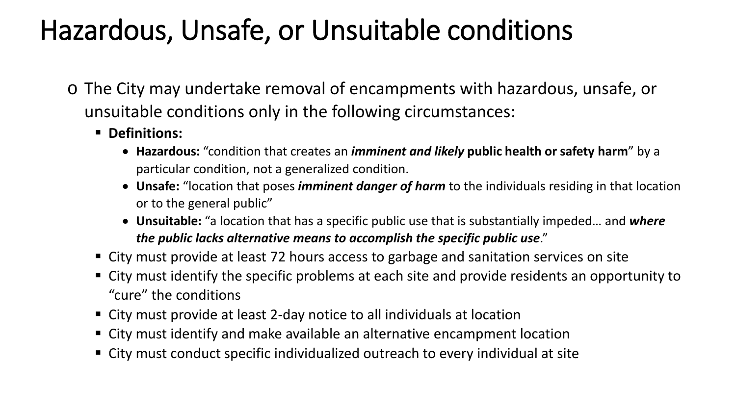# Hazardous, Unsafe, or Unsuitable conditions

- The City may undertake removal of encampments with hazardous, unsafe, or unsuitable conditions only in the following circumstances:
  - **Definitions:**
    - **Hazardous:** "condition that creates an ***imminent and likely*** **public health or safety harm**" by a particular condition, not a generalized condition.
    - **Unsafe:** "location that poses ***imminent danger of harm*** to the individuals residing in that location or to the general public"
    - **Unsuitable:** "a location that has a specific public use that is substantially impeded… and ***where the public lacks alternative means to accomplish the specific public use***."
  - City must provide at least 72 hours access to garbage and sanitation services on site
  - City must identify the specific problems at each site and provide residents an opportunity to "cure" the conditions
  - City must provide at least 2-day notice to all individuals at location
  - City must identify and make available an alternative encampment location
  - City must conduct specific individualized outreach to every individual at site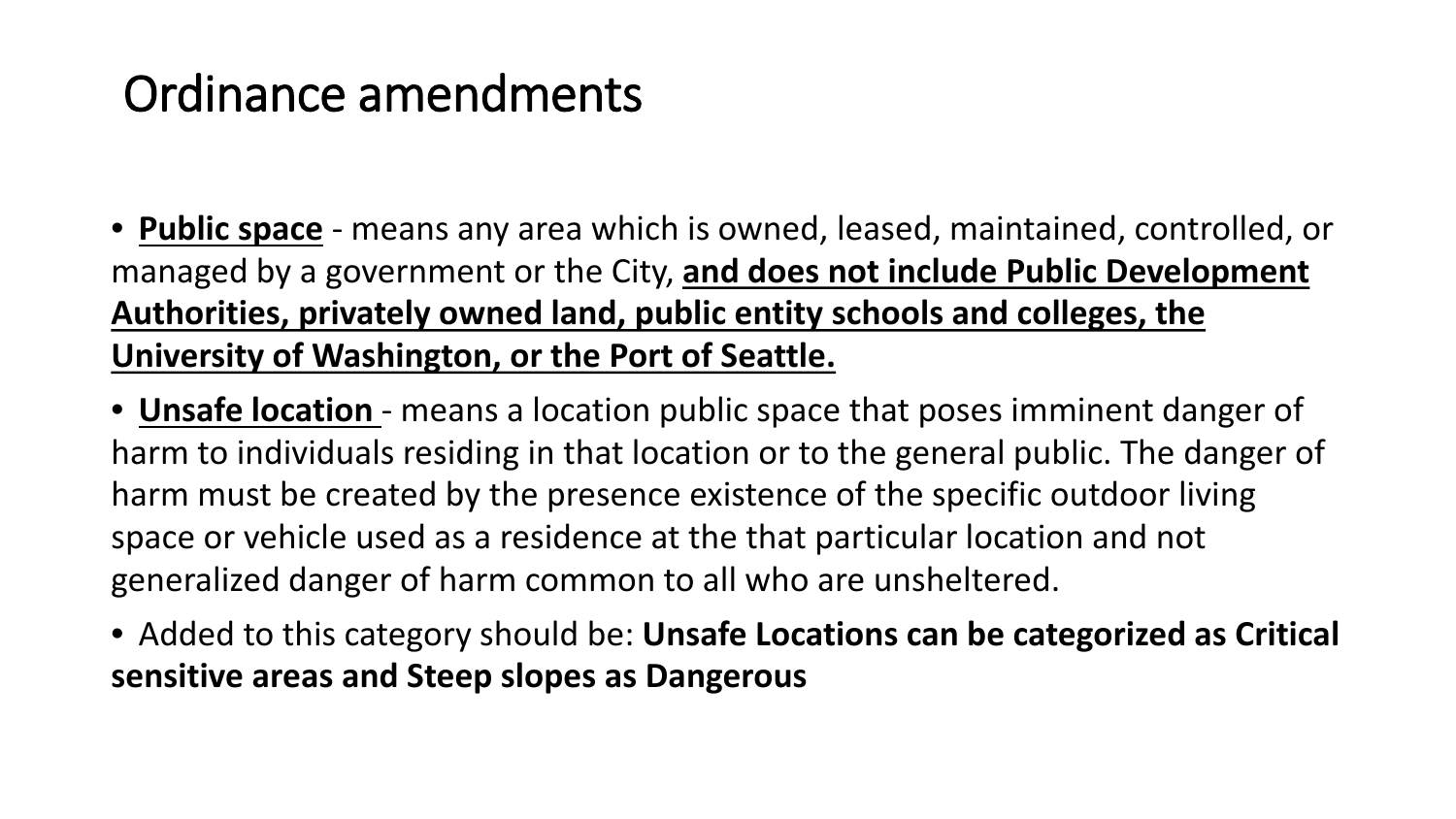# Ordinance amendments

- **Public space** - means any area which is owned, leased, maintained, controlled, or managed by a government or the City, **and does not include Public Development Authorities, privately owned land, public entity schools and colleges, the University of Washington, or the Port of Seattle.**
- **Unsafe location** - means a location public space that poses imminent danger of harm to individuals residing in that location or to the general public. The danger of harm must be created by the presence existence of the specific outdoor living space or vehicle used as a residence at the that particular location and not generalized danger of harm common to all who are unsheltered.
- Added to this category should be: **Unsafe Locations can be categorized as Critical sensitive areas and Steep slopes as Dangerous**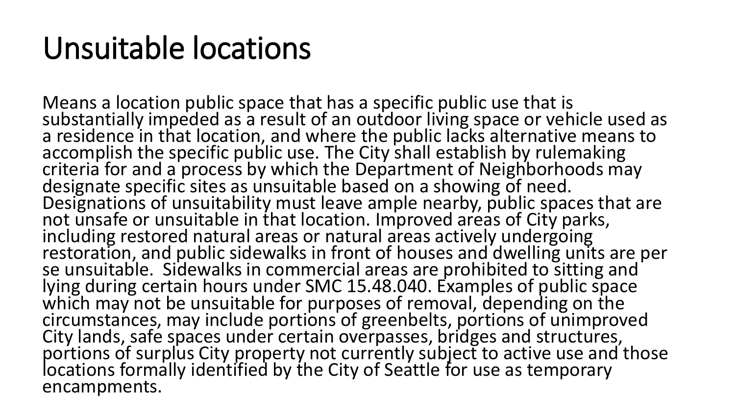# Unsuitable locations

Means a location public space that has a specific public use that is substantially impeded as a result of an outdoor living space or vehicle used as a residence in that location, and where the public lacks alternative means to accomplish the specific public use. The City shall establish by rulemaking criteria for and a process by which the Department of Neighborhoods may designate specific sites as unsuitable based on a showing of need. Designations of unsuitability must leave ample nearby, public spaces that are not unsafe or unsuitable in that location. Improved areas of City parks, including restored natural areas or natural areas actively undergoing restoration, and public sidewalks in front of houses and dwelling units are per se unsuitable. Sidewalks in commercial areas are prohibited to sitting and lying during certain hours under SMC 15.48.040. Examples of public space which may not be unsuitable for purposes of removal, depending on the circumstances, may include portions of greenbelts, portions of unimproved City lands, safe spaces under certain overpasses, bridges and structures, portions of surplus City property not currently subject to active use and those locations formally identified by the City of Seattle for use as temporary encampments.